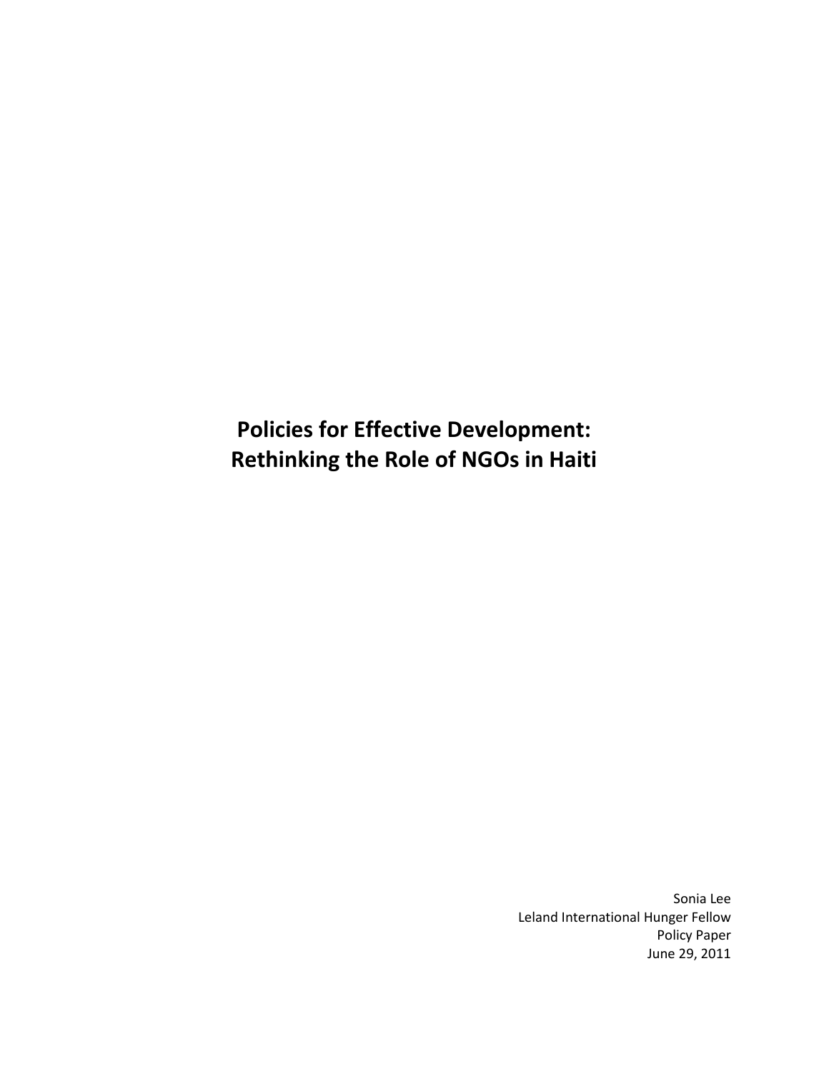# Policies for Effective Development: Rethinking the Role of NGOs in Haiti

Sonia Lee
Leland International Hunger Fellow
Policy Paper
June 29, 2011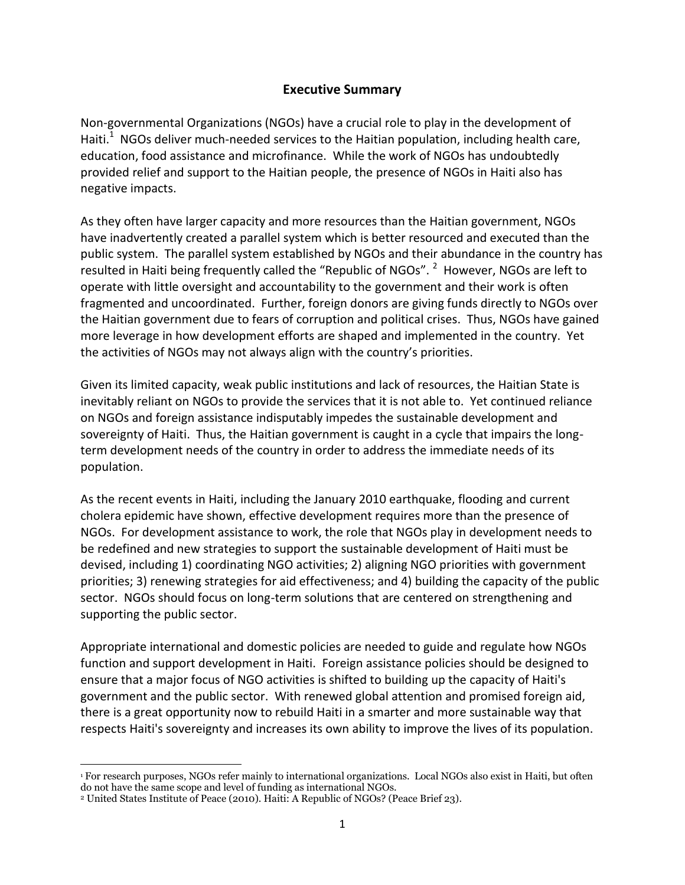## Executive Summary

Non-governmental Organizations (NGOs) have a crucial role to play in the development of Haiti.[1] NGOs deliver much-needed services to the Haitian population, including health care, education, food assistance and microfinance. While the work of NGOs has undoubtedly provided relief and support to the Haitian people, the presence of NGOs in Haiti also has negative impacts.

As they often have larger capacity and more resources than the Haitian government, NGOs have inadvertently created a parallel system which is better resourced and executed than the public system. The parallel system established by NGOs and their abundance in the country has resulted in Haiti being frequently called the "Republic of NGOs".[2] However, NGOs are left to operate with little oversight and accountability to the government and their work is often fragmented and uncoordinated. Further, foreign donors are giving funds directly to NGOs over the Haitian government due to fears of corruption and political crises. Thus, NGOs have gained more leverage in how development efforts are shaped and implemented in the country. Yet the activities of NGOs may not always align with the country's priorities.

Given its limited capacity, weak public institutions and lack of resources, the Haitian State is inevitably reliant on NGOs to provide the services that it is not able to. Yet continued reliance on NGOs and foreign assistance indisputably impedes the sustainable development and sovereignty of Haiti. Thus, the Haitian government is caught in a cycle that impairs the long-term development needs of the country in order to address the immediate needs of its population.

As the recent events in Haiti, including the January 2010 earthquake, flooding and current cholera epidemic have shown, effective development requires more than the presence of NGOs. For development assistance to work, the role that NGOs play in development needs to be redefined and new strategies to support the sustainable development of Haiti must be devised, including 1) coordinating NGO activities; 2) aligning NGO priorities with government priorities; 3) renewing strategies for aid effectiveness; and 4) building the capacity of the public sector. NGOs should focus on long-term solutions that are centered on strengthening and supporting the public sector.

Appropriate international and domestic policies are needed to guide and regulate how NGOs function and support development in Haiti. Foreign assistance policies should be designed to ensure that a major focus of NGO activities is shifted to building up the capacity of Haiti's government and the public sector. With renewed global attention and promised foreign aid, there is a great opportunity now to rebuild Haiti in a smarter and more sustainable way that respects Haiti's sovereignty and increases its own ability to improve the lives of its population.

---

[1] For research purposes, NGOs refer mainly to international organizations. Local NGOs also exist in Haiti, but often do not have the same scope and level of funding as international NGOs.

[2] United States Institute of Peace (2010). Haiti: A Republic of NGOs? (Peace Brief 23).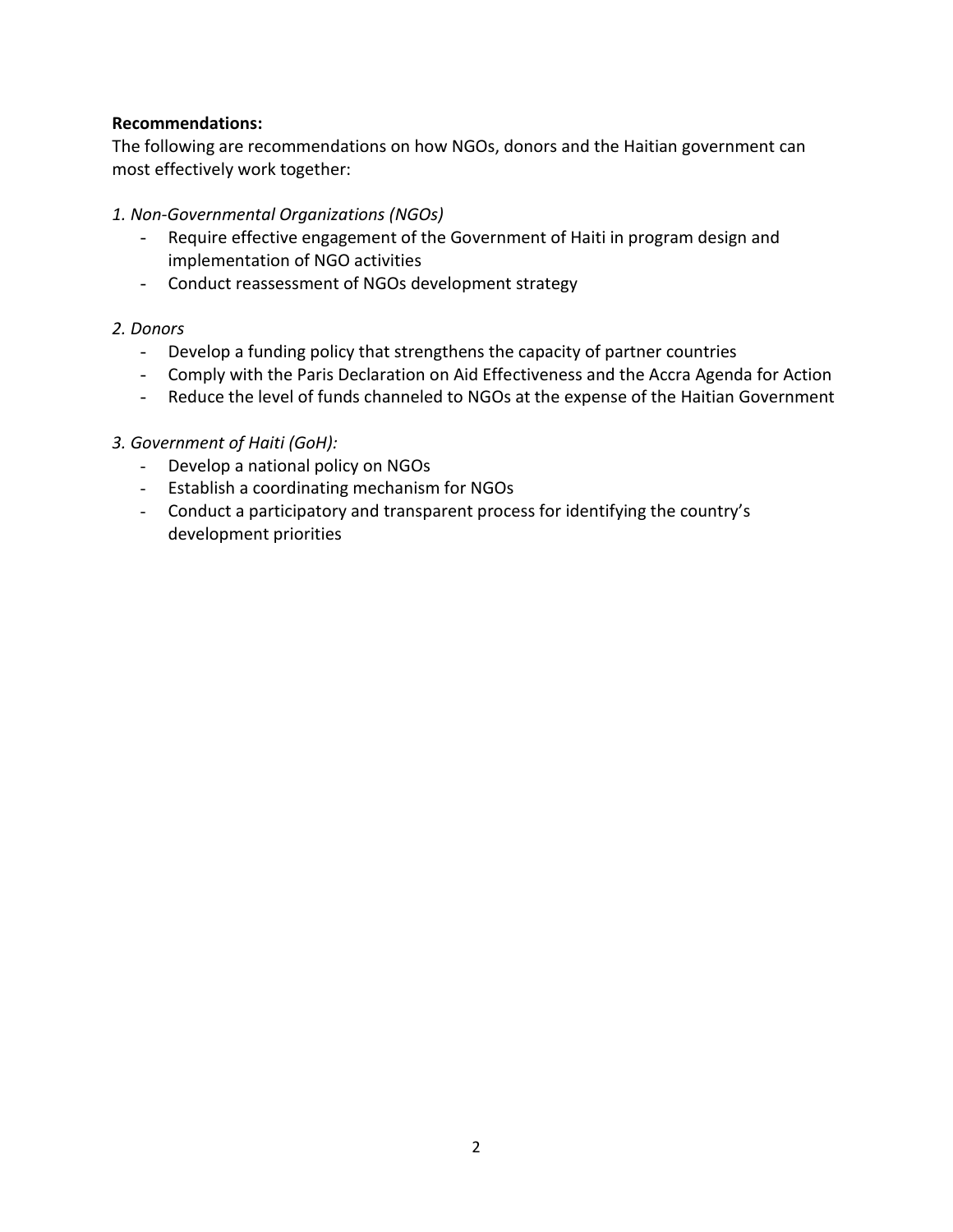**Recommendations:**

The following are recommendations on how NGOs, donors and the Haitian government can most effectively work together:

*1. Non-Governmental Organizations (NGOs)*

- Require effective engagement of the Government of Haiti in program design and implementation of NGO activities
- Conduct reassessment of NGOs development strategy

*2. Donors*

- Develop a funding policy that strengthens the capacity of partner countries
- Comply with the Paris Declaration on Aid Effectiveness and the Accra Agenda for Action
- Reduce the level of funds channeled to NGOs at the expense of the Haitian Government

*3. Government of Haiti (GoH):*

- Develop a national policy on NGOs
- Establish a coordinating mechanism for NGOs
- Conduct a participatory and transparent process for identifying the country's development priorities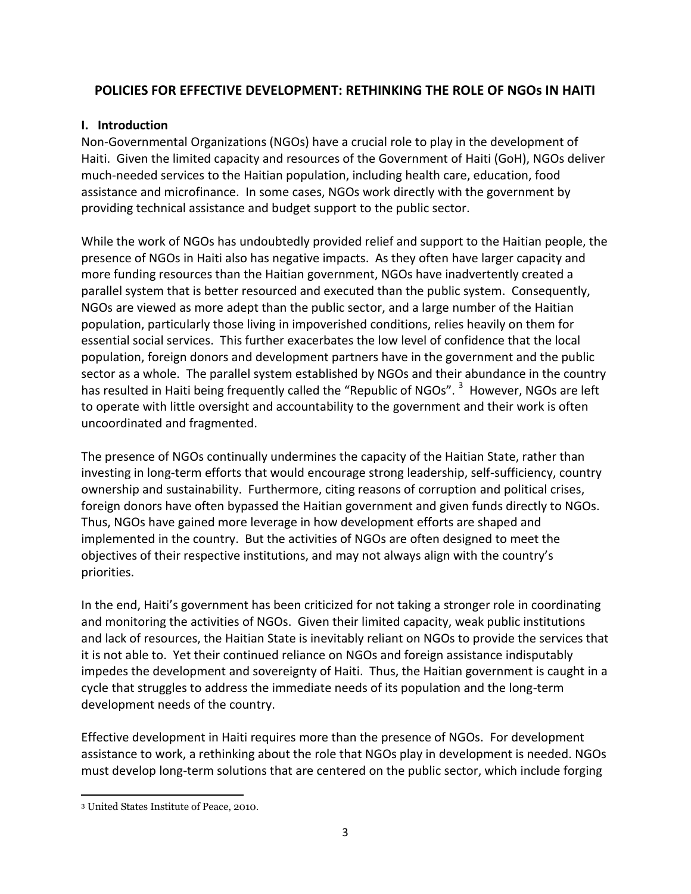## POLICIES FOR EFFECTIVE DEVELOPMENT: RETHINKING THE ROLE OF NGOs IN HAITI

### I. Introduction

Non-Governmental Organizations (NGOs) have a crucial role to play in the development of Haiti. Given the limited capacity and resources of the Government of Haiti (GoH), NGOs deliver much-needed services to the Haitian population, including health care, education, food assistance and microfinance. In some cases, NGOs work directly with the government by providing technical assistance and budget support to the public sector.

While the work of NGOs has undoubtedly provided relief and support to the Haitian people, the presence of NGOs in Haiti also has negative impacts. As they often have larger capacity and more funding resources than the Haitian government, NGOs have inadvertently created a parallel system that is better resourced and executed than the public system. Consequently, NGOs are viewed as more adept than the public sector, and a large number of the Haitian population, particularly those living in impoverished conditions, relies heavily on them for essential social services. This further exacerbates the low level of confidence that the local population, foreign donors and development partners have in the government and the public sector as a whole. The parallel system established by NGOs and their abundance in the country has resulted in Haiti being frequently called the "Republic of NGOs". [3] However, NGOs are left to operate with little oversight and accountability to the government and their work is often uncoordinated and fragmented.

The presence of NGOs continually undermines the capacity of the Haitian State, rather than investing in long-term efforts that would encourage strong leadership, self-sufficiency, country ownership and sustainability. Furthermore, citing reasons of corruption and political crises, foreign donors have often bypassed the Haitian government and given funds directly to NGOs. Thus, NGOs have gained more leverage in how development efforts are shaped and implemented in the country. But the activities of NGOs are often designed to meet the objectives of their respective institutions, and may not always align with the country's priorities.

In the end, Haiti's government has been criticized for not taking a stronger role in coordinating and monitoring the activities of NGOs. Given their limited capacity, weak public institutions and lack of resources, the Haitian State is inevitably reliant on NGOs to provide the services that it is not able to. Yet their continued reliance on NGOs and foreign assistance indisputably impedes the development and sovereignty of Haiti. Thus, the Haitian government is caught in a cycle that struggles to address the immediate needs of its population and the long-term development needs of the country.

Effective development in Haiti requires more than the presence of NGOs. For development assistance to work, a rethinking about the role that NGOs play in development is needed. NGOs must develop long-term solutions that are centered on the public sector, which include forging

[3] United States Institute of Peace, 2010.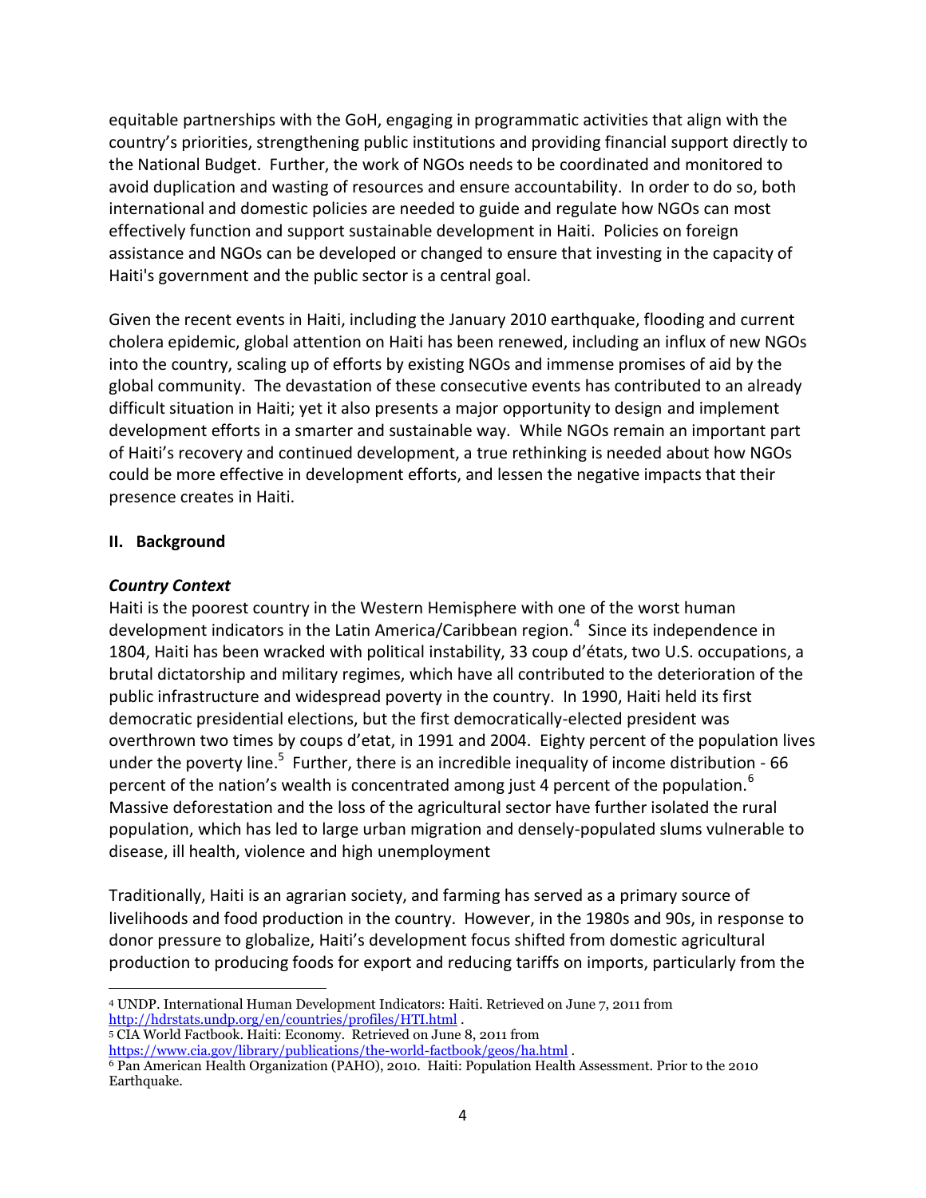equitable partnerships with the GoH, engaging in programmatic activities that align with the country's priorities, strengthening public institutions and providing financial support directly to the National Budget. Further, the work of NGOs needs to be coordinated and monitored to avoid duplication and wasting of resources and ensure accountability. In order to do so, both international and domestic policies are needed to guide and regulate how NGOs can most effectively function and support sustainable development in Haiti. Policies on foreign assistance and NGOs can be developed or changed to ensure that investing in the capacity of Haiti's government and the public sector is a central goal.

Given the recent events in Haiti, including the January 2010 earthquake, flooding and current cholera epidemic, global attention on Haiti has been renewed, including an influx of new NGOs into the country, scaling up of efforts by existing NGOs and immense promises of aid by the global community. The devastation of these consecutive events has contributed to an already difficult situation in Haiti; yet it also presents a major opportunity to design and implement development efforts in a smarter and sustainable way. While NGOs remain an important part of Haiti's recovery and continued development, a true rethinking is needed about how NGOs could be more effective in development efforts, and lessen the negative impacts that their presence creates in Haiti.

## II. Background

### *Country Context*

Haiti is the poorest country in the Western Hemisphere with one of the worst human development indicators in the Latin America/Caribbean region.[4] Since its independence in 1804, Haiti has been wracked with political instability, 33 coup d'états, two U.S. occupations, a brutal dictatorship and military regimes, which have all contributed to the deterioration of the public infrastructure and widespread poverty in the country. In 1990, Haiti held its first democratic presidential elections, but the first democratically-elected president was overthrown two times by coups d'etat, in 1991 and 2004. Eighty percent of the population lives under the poverty line.[5] Further, there is an incredible inequality of income distribution - 66 percent of the nation's wealth is concentrated among just 4 percent of the population.[6] Massive deforestation and the loss of the agricultural sector have further isolated the rural population, which has led to large urban migration and densely-populated slums vulnerable to disease, ill health, violence and high unemployment

Traditionally, Haiti is an agrarian society, and farming has served as a primary source of livelihoods and food production in the country. However, in the 1980s and 90s, in response to donor pressure to globalize, Haiti's development focus shifted from domestic agricultural production to producing foods for export and reducing tariffs on imports, particularly from the

---

[4] UNDP. International Human Development Indicators: Haiti. Retrieved on June 7, 2011 from http://hdrstats.undp.org/en/countries/profiles/HTI.html .

[5] CIA World Factbook. Haiti: Economy. Retrieved on June 8, 2011 from https://www.cia.gov/library/publications/the-world-factbook/geos/ha.html .

[6] Pan American Health Organization (PAHO), 2010. Haiti: Population Health Assessment. Prior to the 2010 Earthquake.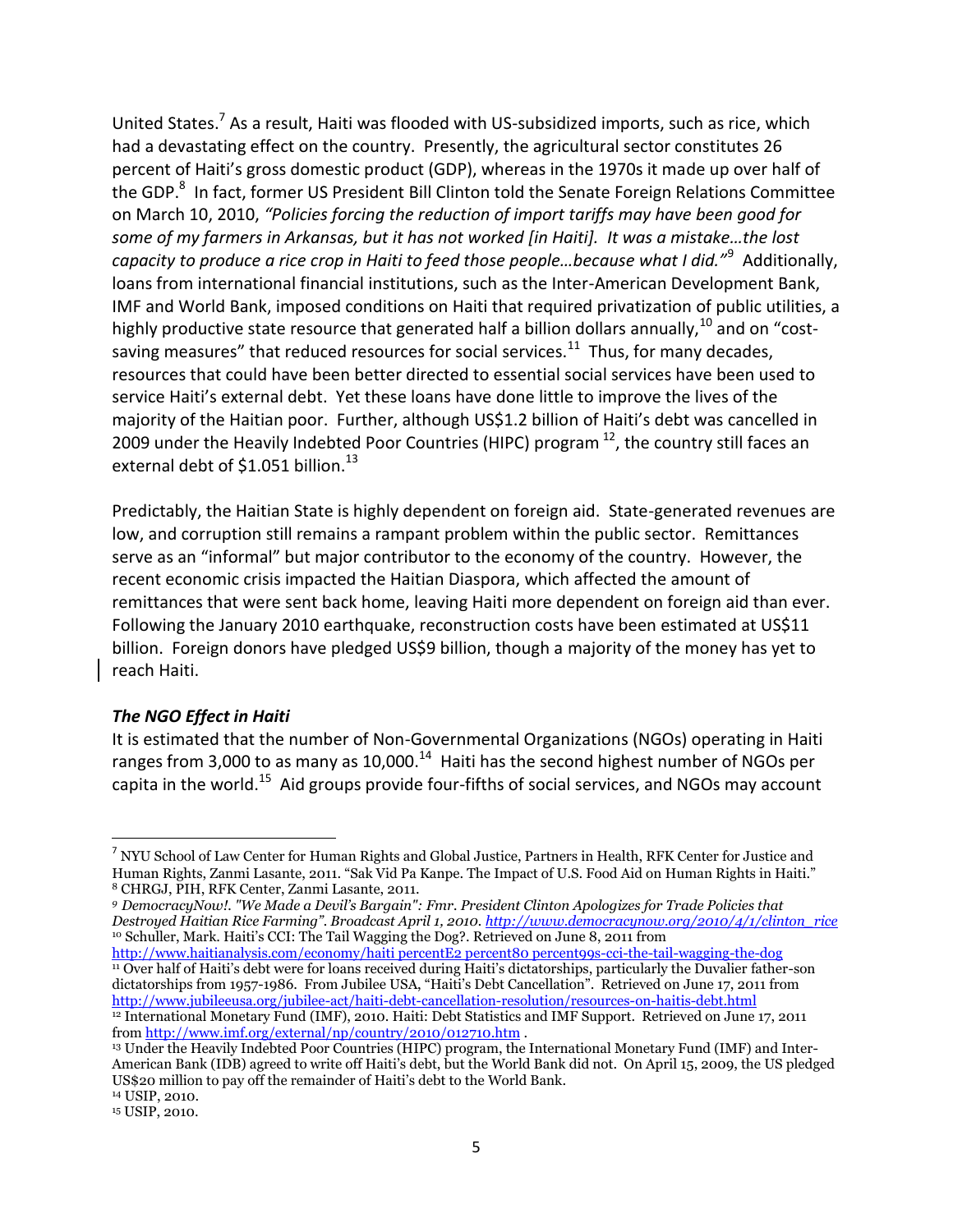United States.[7] As a result, Haiti was flooded with US-subsidized imports, such as rice, which had a devastating effect on the country. Presently, the agricultural sector constitutes 26 percent of Haiti's gross domestic product (GDP), whereas in the 1970s it made up over half of the GDP.[8] In fact, former US President Bill Clinton told the Senate Foreign Relations Committee on March 10, 2010, *"Policies forcing the reduction of import tariffs may have been good for some of my farmers in Arkansas, but it has not worked [in Haiti]. It was a mistake…the lost capacity to produce a rice crop in Haiti to feed those people…because what I did."*[9] Additionally, loans from international financial institutions, such as the Inter-American Development Bank, IMF and World Bank, imposed conditions on Haiti that required privatization of public utilities, a highly productive state resource that generated half a billion dollars annually,[10] and on "cost-saving measures" that reduced resources for social services.[11] Thus, for many decades, resources that could have been better directed to essential social services have been used to service Haiti's external debt. Yet these loans have done little to improve the lives of the majority of the Haitian poor. Further, although US$1.2 billion of Haiti's debt was cancelled in 2009 under the Heavily Indebted Poor Countries (HIPC) program [12], the country still faces an external debt of $1.051 billion.[13]

Predictably, the Haitian State is highly dependent on foreign aid. State-generated revenues are low, and corruption still remains a rampant problem within the public sector. Remittances serve as an "informal" but major contributor to the economy of the country. However, the recent economic crisis impacted the Haitian Diaspora, which affected the amount of remittances that were sent back home, leaving Haiti more dependent on foreign aid than ever. Following the January 2010 earthquake, reconstruction costs have been estimated at US$11 billion. Foreign donors have pledged US$9 billion, though a majority of the money has yet to reach Haiti.

### *The NGO Effect in Haiti*

It is estimated that the number of Non-Governmental Organizations (NGOs) operating in Haiti ranges from 3,000 to as many as 10,000.[14] Haiti has the second highest number of NGOs per capita in the world.[15] Aid groups provide four-fifths of social services, and NGOs may account

---

[7] NYU School of Law Center for Human Rights and Global Justice, Partners in Health, RFK Center for Justice and Human Rights, Zanmi Lasante, 2011. "Sak Vid Pa Kanpe. The Impact of U.S. Food Aid on Human Rights in Haiti."

[8] CHRGJ, PIH, RFK Center, Zanmi Lasante, 2011.

[9] *DemocracyNow!. "We Made a Devil's Bargain": Fmr. President Clinton Apologizes for Trade Policies that Destroyed Haitian Rice Farming". Broadcast April 1, 2010. http://www.democracynow.org/2010/4/1/clinton_rice*

[10] Schuller, Mark. Haiti's CCI: The Tail Wagging the Dog?. Retrieved on June 8, 2011 from http://www.haitianalysis.com/economy/haiti percentE2 percent80 percent99s-cci-the-tail-wagging-the-dog

[11] Over half of Haiti's debt were for loans received during Haiti's dictatorships, particularly the Duvalier father-son dictatorships from 1957-1986. From Jubilee USA, "Haiti's Debt Cancellation". Retrieved on June 17, 2011 from http://www.jubileeusa.org/jubilee-act/haiti-debt-cancellation-resolution/resources-on-haitis-debt.html

[12] International Monetary Fund (IMF), 2010. Haiti: Debt Statistics and IMF Support. Retrieved on June 17, 2011 from http://www.imf.org/external/np/country/2010/012710.htm .

[13] Under the Heavily Indebted Poor Countries (HIPC) program, the International Monetary Fund (IMF) and Inter-American Bank (IDB) agreed to write off Haiti's debt, but the World Bank did not. On April 15, 2009, the US pledged US$20 million to pay off the remainder of Haiti's debt to the World Bank.

[14] USIP, 2010.

[15] USIP, 2010.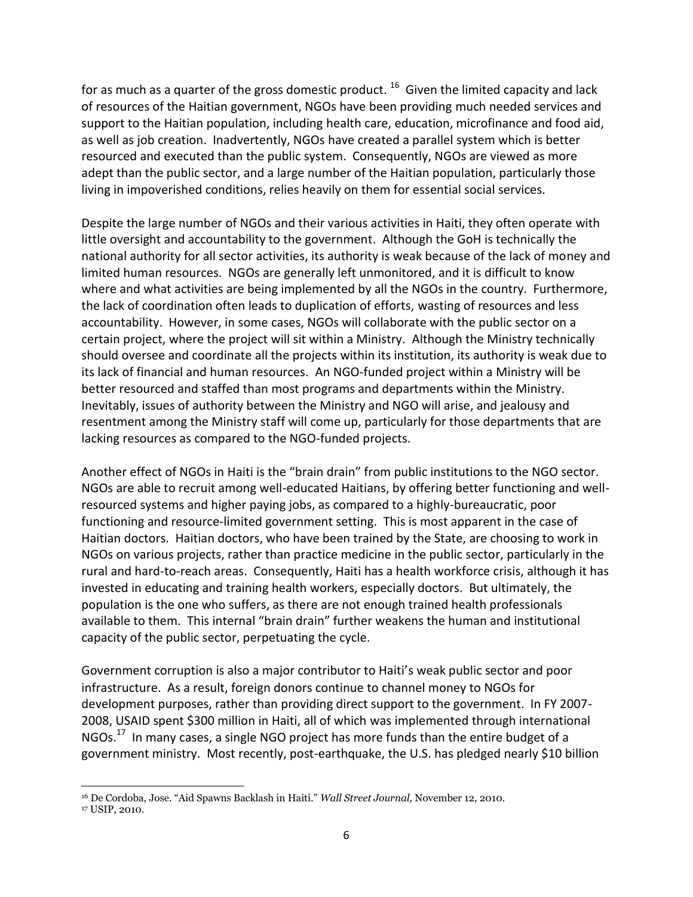for as much as a quarter of the gross domestic product. [16] Given the limited capacity and lack of resources of the Haitian government, NGOs have been providing much needed services and support to the Haitian population, including health care, education, microfinance and food aid, as well as job creation. Inadvertently, NGOs have created a parallel system which is better resourced and executed than the public system. Consequently, NGOs are viewed as more adept than the public sector, and a large number of the Haitian population, particularly those living in impoverished conditions, relies heavily on them for essential social services.

Despite the large number of NGOs and their various activities in Haiti, they often operate with little oversight and accountability to the government. Although the GoH is technically the national authority for all sector activities, its authority is weak because of the lack of money and limited human resources. NGOs are generally left unmonitored, and it is difficult to know where and what activities are being implemented by all the NGOs in the country. Furthermore, the lack of coordination often leads to duplication of efforts, wasting of resources and less accountability. However, in some cases, NGOs will collaborate with the public sector on a certain project, where the project will sit within a Ministry. Although the Ministry technically should oversee and coordinate all the projects within its institution, its authority is weak due to its lack of financial and human resources. An NGO-funded project within a Ministry will be better resourced and staffed than most programs and departments within the Ministry. Inevitably, issues of authority between the Ministry and NGO will arise, and jealousy and resentment among the Ministry staff will come up, particularly for those departments that are lacking resources as compared to the NGO-funded projects.

Another effect of NGOs in Haiti is the "brain drain" from public institutions to the NGO sector. NGOs are able to recruit among well-educated Haitians, by offering better functioning and well-resourced systems and higher paying jobs, as compared to a highly-bureaucratic, poor functioning and resource-limited government setting. This is most apparent in the case of Haitian doctors. Haitian doctors, who have been trained by the State, are choosing to work in NGOs on various projects, rather than practice medicine in the public sector, particularly in the rural and hard-to-reach areas. Consequently, Haiti has a health workforce crisis, although it has invested in educating and training health workers, especially doctors. But ultimately, the population is the one who suffers, as there are not enough trained health professionals available to them. This internal "brain drain" further weakens the human and institutional capacity of the public sector, perpetuating the cycle.

Government corruption is also a major contributor to Haiti's weak public sector and poor infrastructure. As a result, foreign donors continue to channel money to NGOs for development purposes, rather than providing direct support to the government. In FY 2007-2008, USAID spent $300 million in Haiti, all of which was implemented through international NGOs.[17] In many cases, a single NGO project has more funds than the entire budget of a government ministry. Most recently, post-earthquake, the U.S. has pledged nearly $10 billion

---

[16] De Cordoba, Jose. "Aid Spawns Backlash in Haiti." *Wall Street Journal,* November 12, 2010.

[17] USIP, 2010.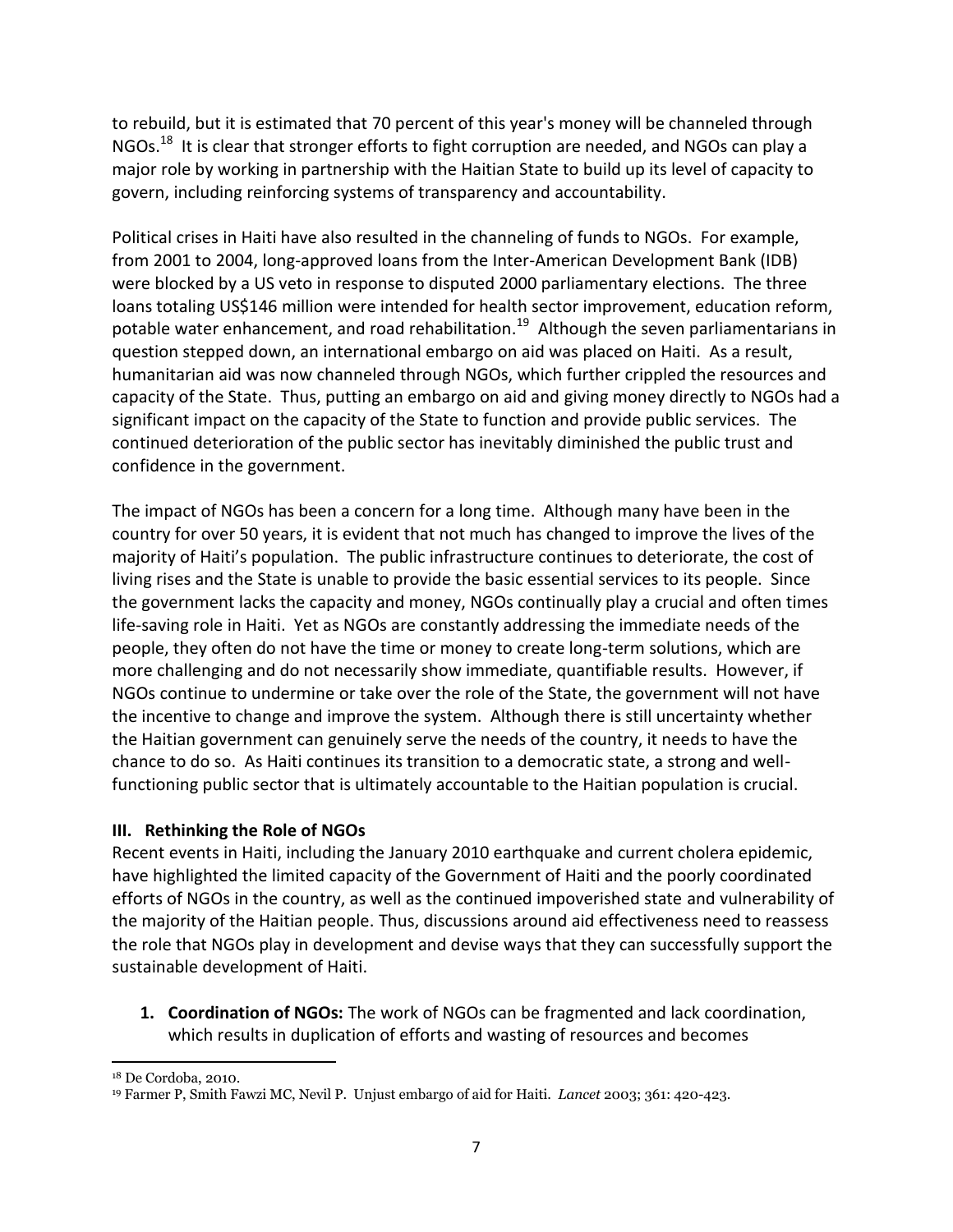to rebuild, but it is estimated that 70 percent of this year's money will be channeled through NGOs.[18] It is clear that stronger efforts to fight corruption are needed, and NGOs can play a major role by working in partnership with the Haitian State to build up its level of capacity to govern, including reinforcing systems of transparency and accountability.

Political crises in Haiti have also resulted in the channeling of funds to NGOs. For example, from 2001 to 2004, long-approved loans from the Inter-American Development Bank (IDB) were blocked by a US veto in response to disputed 2000 parliamentary elections. The three loans totaling US$146 million were intended for health sector improvement, education reform, potable water enhancement, and road rehabilitation.[19] Although the seven parliamentarians in question stepped down, an international embargo on aid was placed on Haiti. As a result, humanitarian aid was now channeled through NGOs, which further crippled the resources and capacity of the State. Thus, putting an embargo on aid and giving money directly to NGOs had a significant impact on the capacity of the State to function and provide public services. The continued deterioration of the public sector has inevitably diminished the public trust and confidence in the government.

The impact of NGOs has been a concern for a long time. Although many have been in the country for over 50 years, it is evident that not much has changed to improve the lives of the majority of Haiti's population. The public infrastructure continues to deteriorate, the cost of living rises and the State is unable to provide the basic essential services to its people. Since the government lacks the capacity and money, NGOs continually play a crucial and often times life-saving role in Haiti. Yet as NGOs are constantly addressing the immediate needs of the people, they often do not have the time or money to create long-term solutions, which are more challenging and do not necessarily show immediate, quantifiable results. However, if NGOs continue to undermine or take over the role of the State, the government will not have the incentive to change and improve the system. Although there is still uncertainty whether the Haitian government can genuinely serve the needs of the country, it needs to have the chance to do so. As Haiti continues its transition to a democratic state, a strong and well-functioning public sector that is ultimately accountable to the Haitian population is crucial.

## III. Rethinking the Role of NGOs

Recent events in Haiti, including the January 2010 earthquake and current cholera epidemic, have highlighted the limited capacity of the Government of Haiti and the poorly coordinated efforts of NGOs in the country, as well as the continued impoverished state and vulnerability of the majority of the Haitian people. Thus, discussions around aid effectiveness need to reassess the role that NGOs play in development and devise ways that they can successfully support the sustainable development of Haiti.

1. **Coordination of NGOs:** The work of NGOs can be fragmented and lack coordination, which results in duplication of efforts and wasting of resources and becomes

---

[18] De Cordoba, 2010.

[19] Farmer P, Smith Fawzi MC, Nevil P. Unjust embargo of aid for Haiti. *Lancet* 2003; 361: 420-423.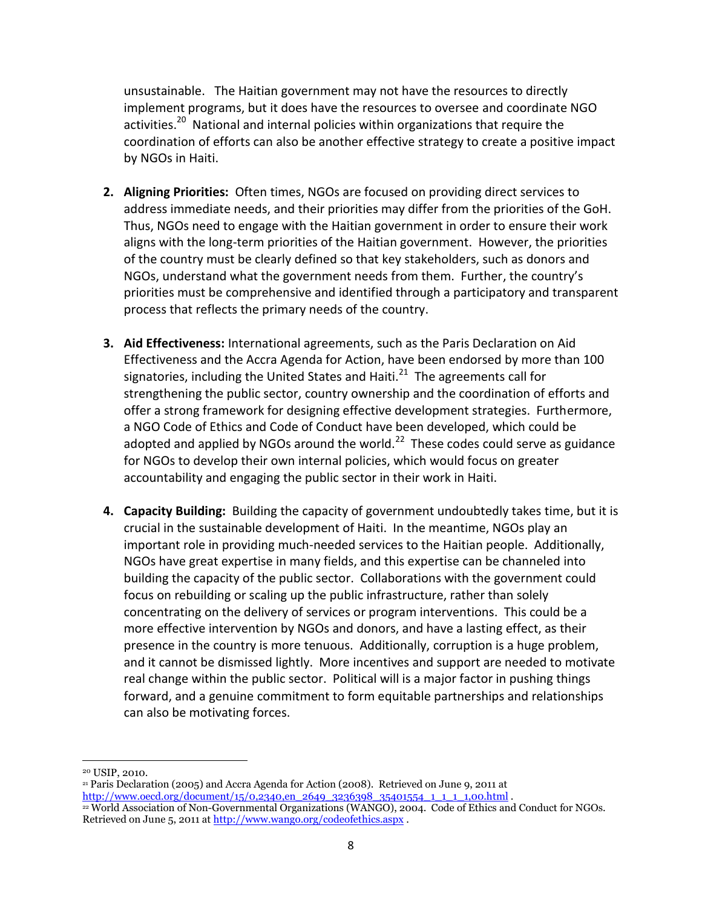unsustainable. The Haitian government may not have the resources to directly implement programs, but it does have the resources to oversee and coordinate NGO activities.[20] National and internal policies within organizations that require the coordination of efforts can also be another effective strategy to create a positive impact by NGOs in Haiti.

2. **Aligning Priorities:** Often times, NGOs are focused on providing direct services to address immediate needs, and their priorities may differ from the priorities of the GoH. Thus, NGOs need to engage with the Haitian government in order to ensure their work aligns with the long-term priorities of the Haitian government. However, the priorities of the country must be clearly defined so that key stakeholders, such as donors and NGOs, understand what the government needs from them. Further, the country's priorities must be comprehensive and identified through a participatory and transparent process that reflects the primary needs of the country.

3. **Aid Effectiveness:** International agreements, such as the Paris Declaration on Aid Effectiveness and the Accra Agenda for Action, have been endorsed by more than 100 signatories, including the United States and Haiti.[21] The agreements call for strengthening the public sector, country ownership and the coordination of efforts and offer a strong framework for designing effective development strategies. Furthermore, a NGO Code of Ethics and Code of Conduct have been developed, which could be adopted and applied by NGOs around the world.[22] These codes could serve as guidance for NGOs to develop their own internal policies, which would focus on greater accountability and engaging the public sector in their work in Haiti.

4. **Capacity Building:** Building the capacity of government undoubtedly takes time, but it is crucial in the sustainable development of Haiti. In the meantime, NGOs play an important role in providing much-needed services to the Haitian people. Additionally, NGOs have great expertise in many fields, and this expertise can be channeled into building the capacity of the public sector. Collaborations with the government could focus on rebuilding or scaling up the public infrastructure, rather than solely concentrating on the delivery of services or program interventions. This could be a more effective intervention by NGOs and donors, and have a lasting effect, as their presence in the country is more tenuous. Additionally, corruption is a huge problem, and it cannot be dismissed lightly. More incentives and support are needed to motivate real change within the public sector. Political will is a major factor in pushing things forward, and a genuine commitment to form equitable partnerships and relationships can also be motivating forces.

---

[20] USIP, 2010.

[21] Paris Declaration (2005) and Accra Agenda for Action (2008). Retrieved on June 9, 2011 at http://www.oecd.org/document/15/0,2340,en_2649_3236398_35401554_1_1_1_1,00.html .

[22] World Association of Non-Governmental Organizations (WANGO), 2004. Code of Ethics and Conduct for NGOs. Retrieved on June 5, 2011 at http://www.wango.org/codeofethics.aspx .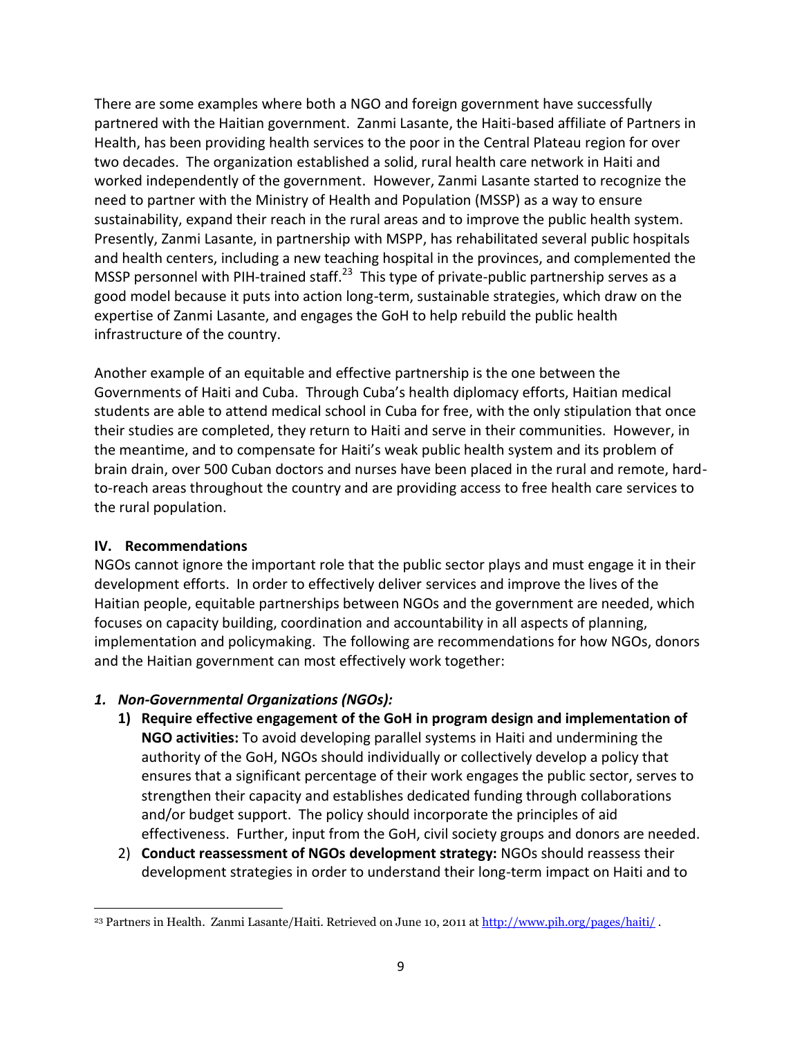There are some examples where both a NGO and foreign government have successfully partnered with the Haitian government. Zanmi Lasante, the Haiti-based affiliate of Partners in Health, has been providing health services to the poor in the Central Plateau region for over two decades. The organization established a solid, rural health care network in Haiti and worked independently of the government. However, Zanmi Lasante started to recognize the need to partner with the Ministry of Health and Population (MSSP) as a way to ensure sustainability, expand their reach in the rural areas and to improve the public health system. Presently, Zanmi Lasante, in partnership with MSPP, has rehabilitated several public hospitals and health centers, including a new teaching hospital in the provinces, and complemented the MSSP personnel with PIH-trained staff.[23] This type of private-public partnership serves as a good model because it puts into action long-term, sustainable strategies, which draw on the expertise of Zanmi Lasante, and engages the GoH to help rebuild the public health infrastructure of the country.

Another example of an equitable and effective partnership is the one between the Governments of Haiti and Cuba. Through Cuba's health diplomacy efforts, Haitian medical students are able to attend medical school in Cuba for free, with the only stipulation that once their studies are completed, they return to Haiti and serve in their communities. However, in the meantime, and to compensate for Haiti's weak public health system and its problem of brain drain, over 500 Cuban doctors and nurses have been placed in the rural and remote, hard-to-reach areas throughout the country and are providing access to free health care services to the rural population.

## IV. Recommendations

NGOs cannot ignore the important role that the public sector plays and must engage it in their development efforts. In order to effectively deliver services and improve the lives of the Haitian people, equitable partnerships between NGOs and the government are needed, which focuses on capacity building, coordination and accountability in all aspects of planning, implementation and policymaking. The following are recommendations for how NGOs, donors and the Haitian government can most effectively work together:

### *1. Non-Governmental Organizations (NGOs):*

1) **Require effective engagement of the GoH in program design and implementation of NGO activities:** To avoid developing parallel systems in Haiti and undermining the authority of the GoH, NGOs should individually or collectively develop a policy that ensures that a significant percentage of their work engages the public sector, serves to strengthen their capacity and establishes dedicated funding through collaborations and/or budget support. The policy should incorporate the principles of aid effectiveness. Further, input from the GoH, civil society groups and donors are needed.
2) **Conduct reassessment of NGOs development strategy:** NGOs should reassess their development strategies in order to understand their long-term impact on Haiti and to

[23] Partners in Health. Zanmi Lasante/Haiti. Retrieved on June 10, 2011 at http://www.pih.org/pages/haiti/ .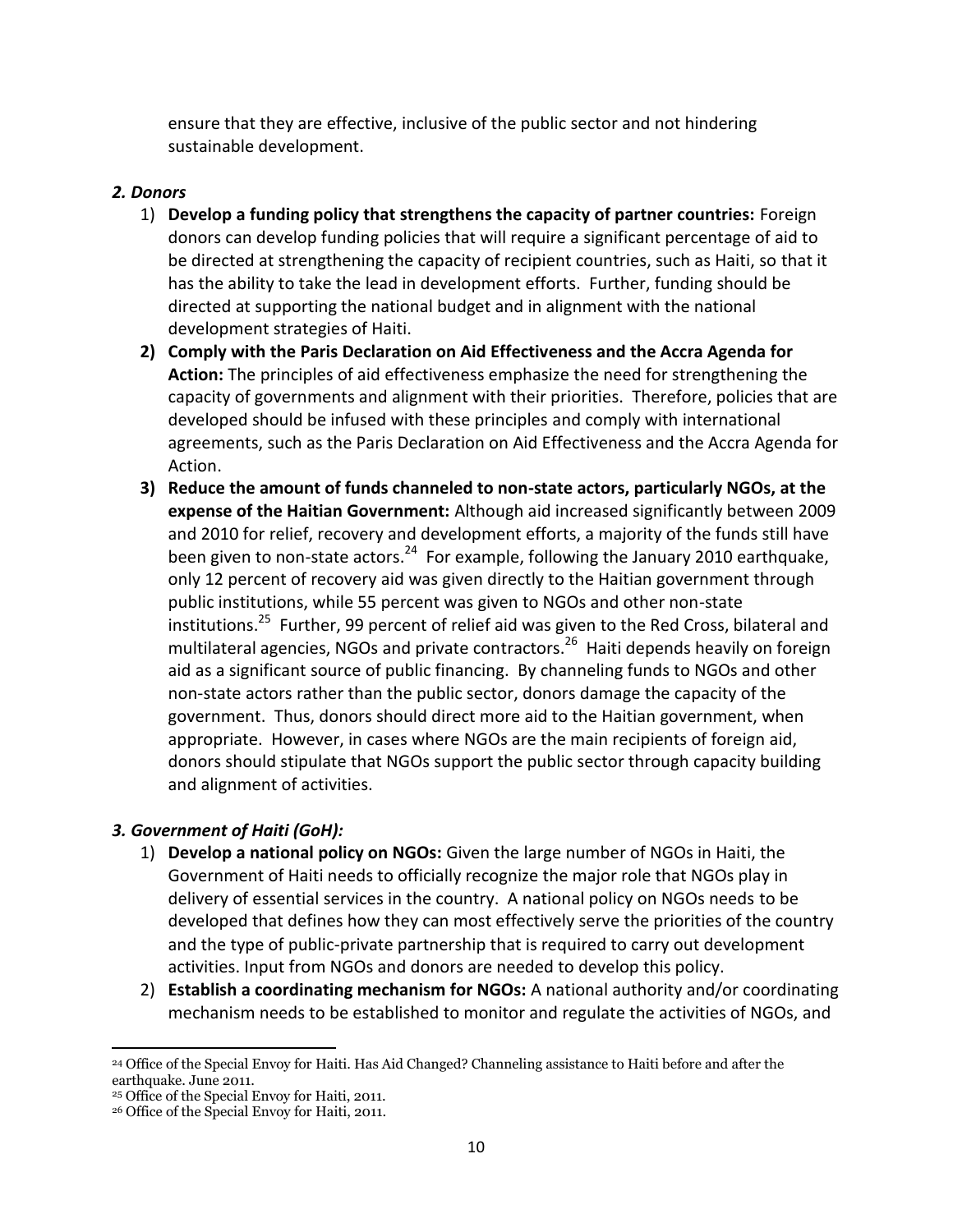ensure that they are effective, inclusive of the public sector and not hindering sustainable development.

### *2. Donors*

1) **Develop a funding policy that strengthens the capacity of partner countries:** Foreign donors can develop funding policies that will require a significant percentage of aid to be directed at strengthening the capacity of recipient countries, such as Haiti, so that it has the ability to take the lead in development efforts. Further, funding should be directed at supporting the national budget and in alignment with the national development strategies of Haiti.
2) **Comply with the Paris Declaration on Aid Effectiveness and the Accra Agenda for Action:** The principles of aid effectiveness emphasize the need for strengthening the capacity of governments and alignment with their priorities. Therefore, policies that are developed should be infused with these principles and comply with international agreements, such as the Paris Declaration on Aid Effectiveness and the Accra Agenda for Action.
3) **Reduce the amount of funds channeled to non-state actors, particularly NGOs, at the expense of the Haitian Government:** Although aid increased significantly between 2009 and 2010 for relief, recovery and development efforts, a majority of the funds still have been given to non-state actors.[24] For example, following the January 2010 earthquake, only 12 percent of recovery aid was given directly to the Haitian government through public institutions, while 55 percent was given to NGOs and other non-state institutions.[25] Further, 99 percent of relief aid was given to the Red Cross, bilateral and multilateral agencies, NGOs and private contractors.[26] Haiti depends heavily on foreign aid as a significant source of public financing. By channeling funds to NGOs and other non-state actors rather than the public sector, donors damage the capacity of the government. Thus, donors should direct more aid to the Haitian government, when appropriate. However, in cases where NGOs are the main recipients of foreign aid, donors should stipulate that NGOs support the public sector through capacity building and alignment of activities.

### *3. Government of Haiti (GoH):*

1) **Develop a national policy on NGOs:** Given the large number of NGOs in Haiti, the Government of Haiti needs to officially recognize the major role that NGOs play in delivery of essential services in the country. A national policy on NGOs needs to be developed that defines how they can most effectively serve the priorities of the country and the type of public-private partnership that is required to carry out development activities. Input from NGOs and donors are needed to develop this policy.
2) **Establish a coordinating mechanism for NGOs:** A national authority and/or coordinating mechanism needs to be established to monitor and regulate the activities of NGOs, and

---

[24] Office of the Special Envoy for Haiti. Has Aid Changed? Channeling assistance to Haiti before and after the earthquake. June 2011.

[25] Office of the Special Envoy for Haiti, 2011.

[26] Office of the Special Envoy for Haiti, 2011.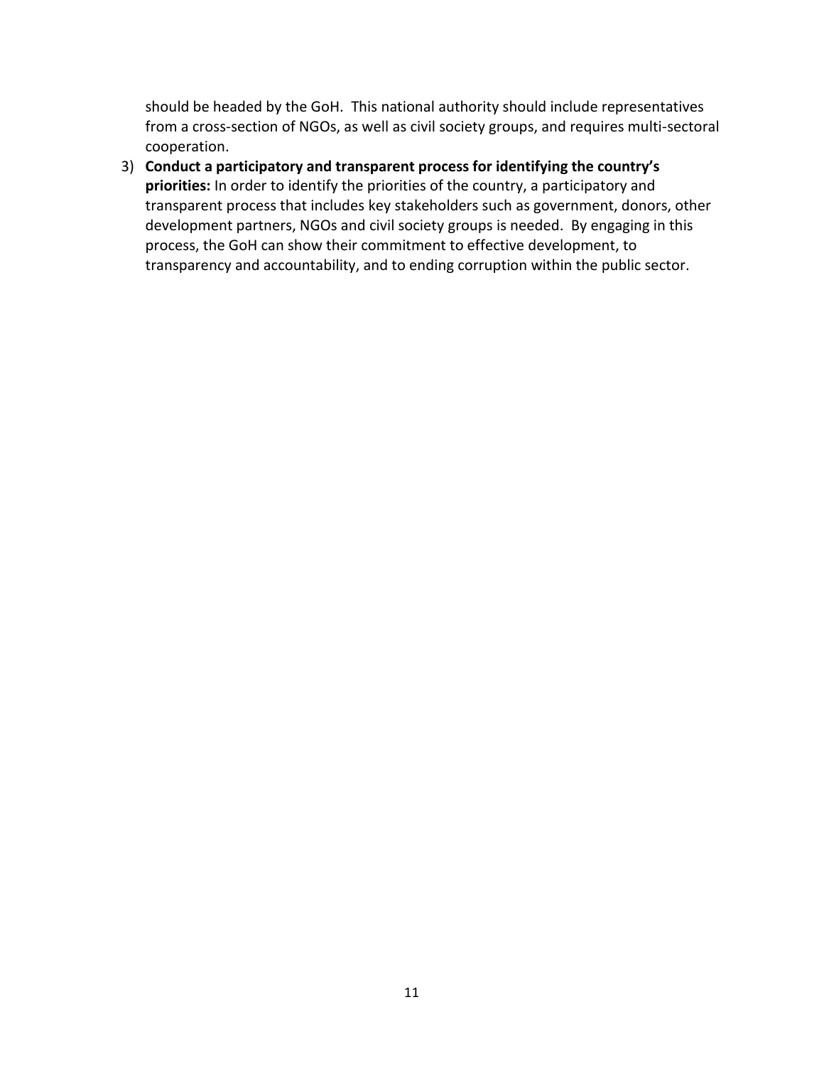should be headed by the GoH. This national authority should include representatives from a cross-section of NGOs, as well as civil society groups, and requires multi-sectoral cooperation.

3) **Conduct a participatory and transparent process for identifying the country's priorities:** In order to identify the priorities of the country, a participatory and transparent process that includes key stakeholders such as government, donors, other development partners, NGOs and civil society groups is needed. By engaging in this process, the GoH can show their commitment to effective development, to transparency and accountability, and to ending corruption within the public sector.